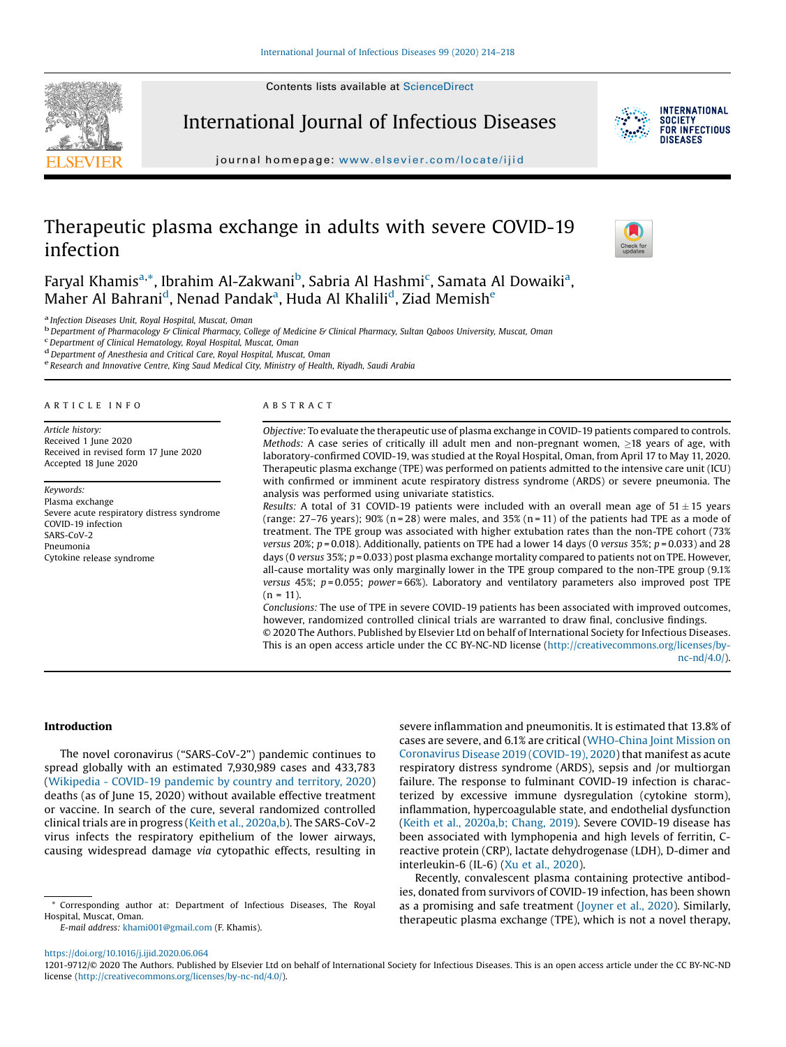# Therapeutic plasma exchange in adults with severe COVID-19 infection

Faryal Khamis[a,*], Ibrahim Al-Zakwani[b], Sabria Al Hashmi[c], Samata Al Dowaiki[a], Maher Al Bahrani[d], Nenad Pandak[a], Huda Al Khalili[d], Ziad Memish[e]

[a] Infection Diseases Unit, Royal Hospital, Muscat, Oman
[b] Department of Pharmacology & Clinical Pharmacy, College of Medicine & Clinical Pharmacy, Sultan Qaboos University, Muscat, Oman
[c] Department of Clinical Hematology, Royal Hospital, Muscat, Oman
[d] Department of Anesthesia and Critical Care, Royal Hospital, Muscat, Oman
[e] Research and Innovative Centre, King Saud Medical City, Ministry of Health, Riyadh, Saudi Arabia

## ARTICLE INFO

*Article history:*
Received 1 June 2020
Received in revised form 17 June 2020
Accepted 18 June 2020

*Keywords:*
Plasma exchange
Severe acute respiratory distress syndrome
COVID-19 infection
SARS-CoV-2
Pneumonia
Cytokine release syndrome

## ABSTRACT

*Objective:* To evaluate the therapeutic use of plasma exchange in COVID-19 patients compared to controls.

*Methods:* A case series of critically ill adult men and non-pregnant women, ≥18 years of age, with laboratory-confirmed COVID-19, was studied at the Royal Hospital, Oman, from April 17 to May 11, 2020. Therapeutic plasma exchange (TPE) was performed on patients admitted to the intensive care unit (ICU) with confirmed or imminent acute respiratory distress syndrome (ARDS) or severe pneumonia. The analysis was performed using univariate statistics.

*Results:* A total of 31 COVID-19 patients were included with an overall mean age of $51 \pm 15$ years (range: 27–76 years); 90% (n = 28) were males, and 35% (n = 11) of the patients had TPE as a mode of treatment. The TPE group was associated with higher extubation rates than the non-TPE cohort (73% *versus* 20%; $p = 0.018$). Additionally, patients on TPE had a lower 14 days (0 *versus* 35%; $p = 0.033$) and 28 days (0 *versus* 35%; $p = 0.033$) post plasma exchange mortality compared to patients not on TPE. However, all-cause mortality was only marginally lower in the TPE group compared to the non-TPE group (9.1% *versus* 45%; $p = 0.055$; *power* = 66%). Laboratory and ventilatory parameters also improved post TPE (n = 11).

*Conclusions:* The use of TPE in severe COVID-19 patients has been associated with improved outcomes, however, randomized controlled clinical trials are warranted to draw final, conclusive findings.

© 2020 The Authors. Published by Elsevier Ltd on behalf of International Society for Infectious Diseases. This is an open access article under the CC BY-NC-ND license (http://creativecommons.org/licenses/by-nc-nd/4.0/).

## Introduction

The novel coronavirus ("SARS-CoV-2") pandemic continues to spread globally with an estimated 7,930,989 cases and 433,783 (Wikipedia - COVID-19 pandemic by country and territory, 2020) deaths (as of June 15, 2020) without available effective treatment or vaccine. In search of the cure, several randomized controlled clinical trials are in progress (Keith et al., 2020a,b). The SARS-CoV-2 virus infects the respiratory epithelium of the lower airways, causing widespread damage *via* cytopathic effects, resulting in severe inflammation and pneumonitis. It is estimated that 13.8% of cases are severe, and 6.1% are critical (WHO-China Joint Mission on Coronavirus Disease 2019 (COVID-19), 2020) that manifest as acute respiratory distress syndrome (ARDS), sepsis and /or multiorgan failure. The response to fulminant COVID-19 infection is characterized by excessive immune dysregulation (cytokine storm), inflammation, hypercoagulable state, and endothelial dysfunction (Keith et al., 2020a,b; Chang, 2019). Severe COVID-19 disease has been associated with lymphopenia and high levels of ferritin, C-reactive protein (CRP), lactate dehydrogenase (LDH), D-dimer and interleukin-6 (IL-6) (Xu et al., 2020).

Recently, convalescent plasma containing protective antibodies, donated from survivors of COVID-19 infection, has been shown as a promising and safe treatment (Joyner et al., 2020). Similarly, therapeutic plasma exchange (TPE), which is not a novel therapy,

* Corresponding author at: Department of Infectious Diseases, The Royal Hospital, Muscat, Oman.
*E-mail address:* khami001@gmail.com (F. Khamis).

https://doi.org/10.1016/j.ijid.2020.06.064
1201-9712/© 2020 The Authors. Published by Elsevier Ltd on behalf of International Society for Infectious Diseases. This is an open access article under the CC BY-NC-ND license (http://creativecommons.org/licenses/by-nc-nd/4.0/).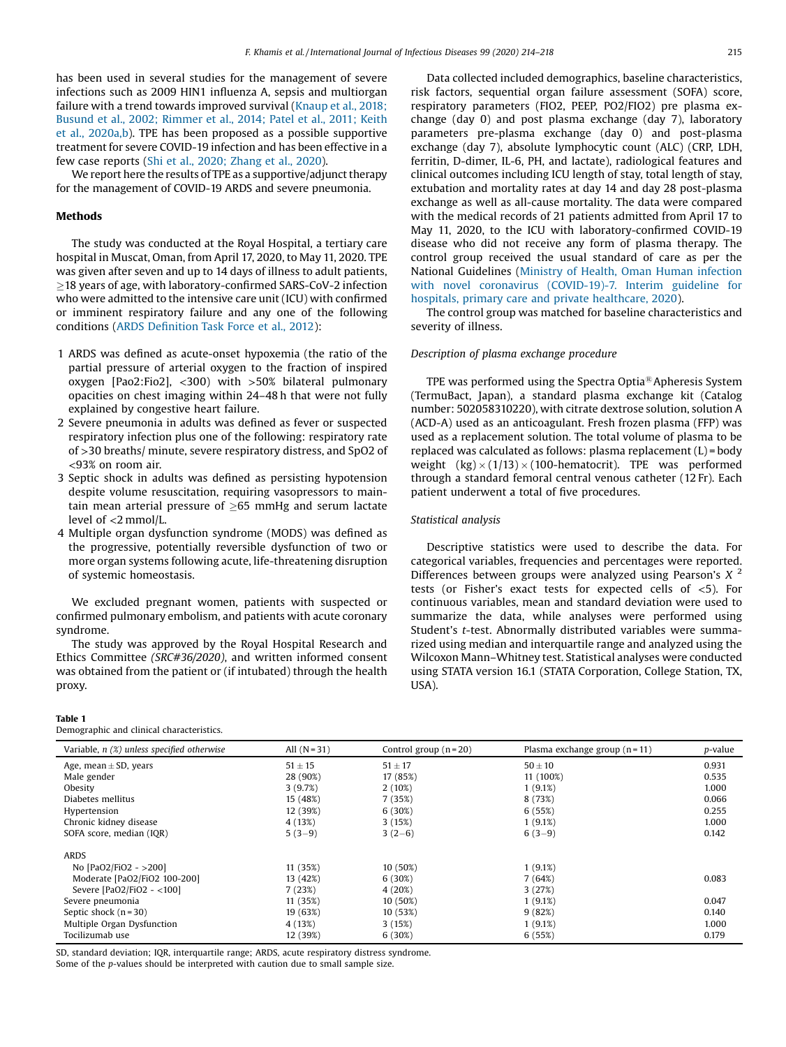has been used in several studies for the management of severe infections such as 2009 HIN1 influenza A, sepsis and multiorgan failure with a trend towards improved survival (Knaup et al., 2018; Busund et al., 2002; Rimmer et al., 2014; Patel et al., 2011; Keith et al., 2020a,b). TPE has been proposed as a possible supportive treatment for severe COVID-19 infection and has been effective in a few case reports (Shi et al., 2020; Zhang et al., 2020).

We report here the results of TPE as a supportive/adjunct therapy for the management of COVID-19 ARDS and severe pneumonia.

## Methods

The study was conducted at the Royal Hospital, a tertiary care hospital in Muscat, Oman, from April 17, 2020, to May 11, 2020. TPE was given after seven and up to 14 days of illness to adult patients, ≥18 years of age, with laboratory-confirmed SARS-CoV-2 infection who were admitted to the intensive care unit (ICU) with confirmed or imminent respiratory failure and any one of the following conditions (ARDS Definition Task Force et al., 2012):

1. ARDS was defined as acute-onset hypoxemia (the ratio of the partial pressure of arterial oxygen to the fraction of inspired oxygen [Pao2:Fio2], <300) with >50% bilateral pulmonary opacities on chest imaging within 24–48 h that were not fully explained by congestive heart failure.
2. Severe pneumonia in adults was defined as fever or suspected respiratory infection plus one of the following: respiratory rate of >30 breaths/ minute, severe respiratory distress, and SpO2 of <93% on room air.
3. Septic shock in adults was defined as persisting hypotension despite volume resuscitation, requiring vasopressors to maintain mean arterial pressure of ≥65 mmHg and serum lactate level of <2 mmol/L.
4. Multiple organ dysfunction syndrome (MODS) was defined as the progressive, potentially reversible dysfunction of two or more organ systems following acute, life-threatening disruption of systemic homeostasis.

We excluded pregnant women, patients with suspected or confirmed pulmonary embolism, and patients with acute coronary syndrome.

The study was approved by the Royal Hospital Research and Ethics Committee *(SRC#36/2020)*, and written informed consent was obtained from the patient or (if intubated) through the health proxy.

Data collected included demographics, baseline characteristics, risk factors, sequential organ failure assessment (SOFA) score, respiratory parameters (FIO2, PEEP, PO2/FIO2) pre plasma exchange (day 0) and post plasma exchange (day 7), laboratory parameters pre-plasma exchange (day 0) and post-plasma exchange (day 7), absolute lymphocytic count (ALC) (CRP, LDH, ferritin, D-dimer, IL-6, PH, and lactate), radiological features and clinical outcomes including ICU length of stay, total length of stay, extubation and mortality rates at day 14 and day 28 post-plasma exchange as well as all-cause mortality. The data were compared with the medical records of 21 patients admitted from April 17 to May 11, 2020, to the ICU with laboratory-confirmed COVID-19 disease who did not receive any form of plasma therapy. The control group received the usual standard of care as per the National Guidelines (Ministry of Health, Oman Human infection with novel coronavirus (COVID-19)-7. Interim guideline for hospitals, primary care and private healthcare, 2020).

The control group was matched for baseline characteristics and severity of illness.

### *Description of plasma exchange procedure*

TPE was performed using the Spectra Optia® Apheresis System (TermuBact, Japan), a standard plasma exchange kit (Catalog number: 502058310220), with citrate dextrose solution, solution A (ACD-A) used as an anticoagulant. Fresh frozen plasma (FFP) was used as a replacement solution. The total volume of plasma to be replaced was calculated as follows: plasma replacement (L) = body weight (kg) × (1/13) × (100-hematocrit). TPE was performed through a standard femoral central venous catheter (12 Fr). Each patient underwent a total of five procedures.

### *Statistical analysis*

Descriptive statistics were used to describe the data. For categorical variables, frequencies and percentages were reported. Differences between groups were analyzed using Pearson's $X^2$ tests (or Fisher's exact tests for expected cells of <5). For continuous variables, mean and standard deviation were used to summarize the data, while analyses were performed using Student's *t*-test. Abnormally distributed variables were summarized using median and interquartile range and analyzed using the Wilcoxon Mann–Whitney test. Statistical analyses were conducted using STATA version 16.1 (STATA Corporation, College Station, TX, USA).

**Table 1**
Demographic and clinical characteristics.

| Variable, *n (%) unless specified otherwise* | All (N = 31) | Control group (n = 20) | Plasma exchange group (n = 11) | *p*-value |
|---|---|---|---|---|
| Age, mean ± SD, years | 51 ± 15 | 51 ± 17 | 50 ± 10 | 0.931 |
| Male gender | 28 (90%) | 17 (85%) | 11 (100%) | 0.535 |
| Obesity | 3 (9.7%) | 2 (10%) | 1 (9.1%) | 1.000 |
| Diabetes mellitus | 15 (48%) | 7 (35%) | 8 (73%) | 0.066 |
| Hypertension | 12 (39%) | 6 (30%) | 6 (55%) | 0.255 |
| Chronic kidney disease | 4 (13%) | 3 (15%) | 1 (9.1%) | 1.000 |
| SOFA score, median (IQR) | 5 (3−9) | 3 (2−6) | 6 (3−9) | 0.142 |
| ARDS | | | | |
| No [PaO2/FiO2 - >200] | 11 (35%) | 10 (50%) | 1 (9.1%) | |
| Moderate [PaO2/FiO2 100-200] | 13 (42%) | 6 (30%) | 7 (64%) | 0.083 |
| Severe [PaO2/FiO2 - <100] | 7 (23%) | 4 (20%) | 3 (27%) | |
| Severe pneumonia | 11 (35%) | 10 (50%) | 1 (9.1%) | 0.047 |
| Septic shock (n = 30) | 19 (63%) | 10 (53%) | 9 (82%) | 0.140 |
| Multiple Organ Dysfunction | 4 (13%) | 3 (15%) | 1 (9.1%) | 1.000 |
| Tocilizumab use | 12 (39%) | 6 (30%) | 6 (55%) | 0.179 |

SD, standard deviation; IQR, interquartile range; ARDS, acute respiratory distress syndrome.
Some of the *p*-values should be interpreted with caution due to small sample size.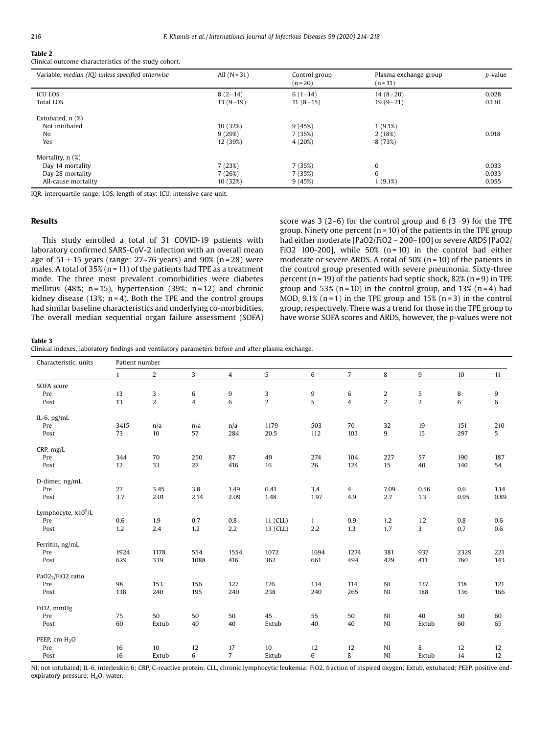**Table 2**
Clinical outcome characteristics of the study cohort.

| Variable, *median (IQ) unless specified otherwise* | All (N = 31) | Control group (n = 20) | Plasma exchange group (n = 11) | *p*-value |
|---|---|---|---|---|
| ICU LOS | 8 (2−14) | 6 (1−14) | 14 (8−20) | 0.028 |
| Total LOS | 13 (9−19) | 11 (8−15) | 19 (9−21) | 0.130 |
| Extubated, n (%) | | | | |
| Not intubated | 10 (32%) | 9 (45%) | 1 (9.1%) | |
| No | 9 (29%) | 7 (35%) | 2 (18%) | 0.018 |
| Yes | 12 (39%) | 4 (20%) | 8 (73%) | |
| Mortality, n (%) | | | | |
| Day 14 mortality | 7 (23%) | 7 (35%) | 0 | 0.033 |
| Day 28 mortality | 7 (26%) | 7 (35%) | 0 | 0.033 |
| All-cause mortality | 10 (32%) | 9 (45%) | 1 (9.1%) | 0.055 |

IQR, interquartile range; LOS, length of stay; ICU, intensive care unit.

## Results

This study enrolled a total of 31 COVID-19 patients with laboratory confirmed SARS-CoV-2 infection with an overall mean age of $51 \pm 15$ years (range: 27–76 years) and 90% (n = 28) were males. A total of 35% (n = 11) of the patients had TPE as a treatment mode. The three most prevalent comorbidities were diabetes mellitus (48%; n = 15), hypertension (39%; n = 12) and chronic kidney disease (13%; n = 4). Both the TPE and the control groups had similar baseline characteristics and underlying co-morbidities. The overall median sequential organ failure assessment (SOFA) score was 3 (2–6) for the control group and 6 (3−9) for the TPE group. Ninety one percent (n = 10) of the patients in the TPE group had either moderate [PaO2/FiO2 – 200–100] or severe ARDS [PaO2/FiO2 100-200], while 50% (n = 10) in the control had either moderate or severe ARDS. A total of 50% (n = 10) of the patients in the control group presented with severe pneumonia. Sixty-three percent (n = 19) of the patients had septic shock, 82% (n = 9) in TPE group and 53% (n = 10) in the control group, and 13% (n = 4) had MOD, 9.1% (n = 1) in the TPE group and 15% (n = 3) in the control group, respectively. There was a trend for those in the TPE group to have worse SOFA scores and ARDS, however, the *p*-values were not

**Table 3**
Clinical indexes, laboratory findings and ventilatory parameters before and after plasma exchange.

| Characteristic, units | Patient number | | | | | | | | | | |
|---|---|---|---|---|---|---|---|---|---|---|---|
| | 1 | 2 | 3 | 4 | 5 | 6 | 7 | 8 | 9 | 10 | 11 |
| SOFA score | | | | | | | | | | | |
| Pre | 13 | 3 | 6 | 9 | 3 | 9 | 6 | 2 | 5 | 8 | 9 |
| Post | 13 | 2 | 4 | 6 | 2 | 5 | 4 | 2 | 2 | 6 | 6 |
| IL-6, pg/mL | | | | | | | | | | | |
| Pre | 3415 | n/a | n/a | n/a | 1179 | 503 | 70 | 32 | 19 | 151 | 210 |
| Post | 73 | 10 | 57 | 284 | 20.5 | 112 | 103 | 9 | 15 | 297 | 5 |
| CRP, mg/L | | | | | | | | | | | |
| Pre | 344 | 70 | 250 | 87 | 49 | 274 | 104 | 227 | 57 | 190 | 187 |
| Post | 12 | 33 | 27 | 416 | 16 | 26 | 124 | 15 | 40 | 140 | 54 |
| D-dimer, ng/mL | | | | | | | | | | | |
| Pre | 27 | 3.45 | 3.8 | 1.49 | 0.41 | 3.4 | 4 | 7.09 | 0.56 | 0.6 | 1.14 |
| Post | 3.7 | 2.01 | 2.14 | 2.09 | 1.48 | 1.97 | 4.9 | 2.7 | 1.3 | 0.95 | 0.89 |
| Lymphocyte, $x10^9$/L | | | | | | | | | | | |
| Pre | 0.6 | 1.9 | 0.7 | 0.8 | 11 (CLL) | 1 | 0.9 | 1.2 | 1.2 | 0.8 | 0.6 |
| Post | 1.2 | 2.4 | 1.2 | 2.2 | 13 (CLL) | 2.2 | 1.3 | 1.7 | 3 | 0.7 | 0.6 |
| Ferritin, ng/mL | | | | | | | | | | | |
| Pre | 1924 | 1178 | 554 | 1554 | 1072 | 1694 | 1274 | 381 | 937 | 2329 | 221 |
| Post | 629 | 339 | 1088 | 416 | 362 | 661 | 494 | 429 | 411 | 760 | 143 |
| $PaO2_2$/FiO2 ratio | | | | | | | | | | | |
| Pre | 98 | 153 | 156 | 127 | 176 | 134 | 114 | NI | 137 | 118 | 121 |
| Post | 138 | 240 | 195 | 240 | 238 | 240 | 265 | NI | 188 | 136 | 166 |
| FiO2, mmHg | | | | | | | | | | | |
| Pre | 75 | 50 | 50 | 50 | 45 | 55 | 50 | NI | 40 | 50 | 60 |
| Post | 60 | Extub | 40 | 40 | Extub | 40 | 40 | NI | Extub | 60 | 65 |
| PEEP, cm $H_2O$ | | | | | | | | | | | |
| Pre | 16 | 10 | 12 | 17 | 10 | 12 | 12 | NI | 8 | 12 | 12 |
| Post | 16 | Extub | 6 | 7 | Extub | 6 | 8 | NI | Extub | 14 | 12 |

NI, not intubated; IL-6, interleukin 6; CRP, C-reactive protein; CLL, chronic lymphocytic leukemia; FiO2, fraction of inspired oxygen; Extub, extubated; PEEP, positive end-expiratory pressure; $H_2O$, water.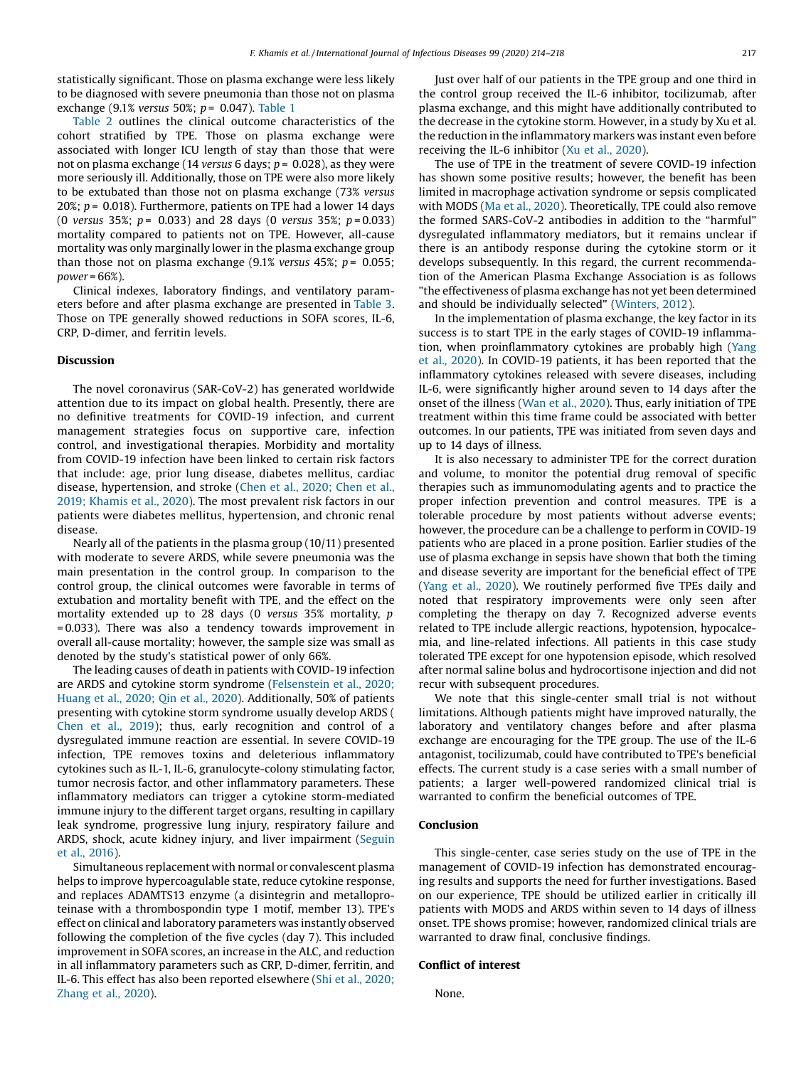statistically significant. Those on plasma exchange were less likely to be diagnosed with severe pneumonia than those not on plasma exchange (9.1% *versus* 50%; $p = 0.047$). Table 1

Table 2 outlines the clinical outcome characteristics of the cohort stratified by TPE. Those on plasma exchange were associated with longer ICU length of stay than those that were not on plasma exchange (14 *versus* 6 days; $p = 0.028$), as they were more seriously ill. Additionally, those on TPE were also more likely to be extubated than those not on plasma exchange (73% *versus* 20%; $p = 0.018$). Furthermore, patients on TPE had a lower 14 days (0 *versus* 35%; $p = 0.033$) and 28 days (0 *versus* 35%; $p = 0.033$) mortality compared to patients not on TPE. However, all-cause mortality was only marginally lower in the plasma exchange group than those not on plasma exchange (9.1% *versus* 45%; $p = 0.055$; *power* = 66%).

Clinical indexes, laboratory findings, and ventilatory parameters before and after plasma exchange are presented in Table 3. Those on TPE generally showed reductions in SOFA scores, IL-6, CRP, D-dimer, and ferritin levels.

## Discussion

The novel coronavirus (SAR-CoV-2) has generated worldwide attention due to its impact on global health. Presently, there are no definitive treatments for COVID-19 infection, and current management strategies focus on supportive care, infection control, and investigational therapies. Morbidity and mortality from COVID-19 infection have been linked to certain risk factors that include: age, prior lung disease, diabetes mellitus, cardiac disease, hypertension, and stroke (Chen et al., 2020; Chen et al., 2019; Khamis et al., 2020). The most prevalent risk factors in our patients were diabetes mellitus, hypertension, and chronic renal disease.

Nearly all of the patients in the plasma group (10/11) presented with moderate to severe ARDS, while severe pneumonia was the main presentation in the control group. In comparison to the control group, the clinical outcomes were favorable in terms of extubation and mortality benefit with TPE, and the effect on the mortality extended up to 28 days (0 *versus* 35% mortality, $p = 0.033$). There was also a tendency towards improvement in overall all-cause mortality; however, the sample size was small as denoted by the study's statistical power of only 66%.

The leading causes of death in patients with COVID-19 infection are ARDS and cytokine storm syndrome (Felsenstein et al., 2020; Huang et al., 2020; Qin et al., 2020). Additionally, 50% of patients presenting with cytokine storm syndrome usually develop ARDS (Chen et al., 2019); thus, early recognition and control of a dysregulated immune reaction are essential. In severe COVID-19 infection, TPE removes toxins and deleterious inflammatory cytokines such as IL-1, IL-6, granulocyte-colony stimulating factor, tumor necrosis factor, and other inflammatory parameters. These inflammatory mediators can trigger a cytokine storm-mediated immune injury to the different target organs, resulting in capillary leak syndrome, progressive lung injury, respiratory failure and ARDS, shock, acute kidney injury, and liver impairment (Seguin et al., 2016).

Simultaneous replacement with normal or convalescent plasma helps to improve hypercoagulable state, reduce cytokine response, and replaces ADAMTS13 enzyme (a disintegrin and metalloproteinase with a thrombospondin type 1 motif, member 13). TPE's effect on clinical and laboratory parameters was instantly observed following the completion of the five cycles (day 7). This included improvement in SOFA scores, an increase in the ALC, and reduction in all inflammatory parameters such as CRP, D-dimer, ferritin, and IL-6. This effect has also been reported elsewhere (Shi et al., 2020; Zhang et al., 2020).

Just over half of our patients in the TPE group and one third in the control group received the IL-6 inhibitor, tocilizumab, after plasma exchange, and this might have additionally contributed to the decrease in the cytokine storm. However, in a study by Xu et al. the reduction in the inflammatory markers was instant even before receiving the IL-6 inhibitor (Xu et al., 2020).

The use of TPE in the treatment of severe COVID-19 infection has shown some positive results; however, the benefit has been limited in macrophage activation syndrome or sepsis complicated with MODS (Ma et al., 2020). Theoretically, TPE could also remove the formed SARS-CoV-2 antibodies in addition to the "harmful" dysregulated inflammatory mediators, but it remains unclear if there is an antibody response during the cytokine storm or it develops subsequently. In this regard, the current recommendation of the American Plasma Exchange Association is as follows "the effectiveness of plasma exchange has not yet been determined and should be individually selected" (Winters, 2012).

In the implementation of plasma exchange, the key factor in its success is to start TPE in the early stages of COVID-19 inflammation, when proinflammatory cytokines are probably high (Yang et al., 2020). In COVID-19 patients, it has been reported that the inflammatory cytokines released with severe diseases, including IL-6, were significantly higher around seven to 14 days after the onset of the illness (Wan et al., 2020). Thus, early initiation of TPE treatment within this time frame could be associated with better outcomes. In our patients, TPE was initiated from seven days and up to 14 days of illness.

It is also necessary to administer TPE for the correct duration and volume, to monitor the potential drug removal of specific therapies such as immunomodulating agents and to practice the proper infection prevention and control measures. TPE is a tolerable procedure by most patients without adverse events; however, the procedure can be a challenge to perform in COVID-19 patients who are placed in a prone position. Earlier studies of the use of plasma exchange in sepsis have shown that both the timing and disease severity are important for the beneficial effect of TPE (Yang et al., 2020). We routinely performed five TPEs daily and noted that respiratory improvements were only seen after completing the therapy on day 7. Recognized adverse events related to TPE include allergic reactions, hypotension, hypocalcemia, and line-related infections. All patients in this case study tolerated TPE except for one hypotension episode, which resolved after normal saline bolus and hydrocortisone injection and did not recur with subsequent procedures.

We note that this single-center small trial is not without limitations. Although patients might have improved naturally, the laboratory and ventilatory changes before and after plasma exchange are encouraging for the TPE group. The use of the IL-6 antagonist, tocilizumab, could have contributed to TPE's beneficial effects. The current study is a case series with a small number of patients; a larger well-powered randomized clinical trial is warranted to confirm the beneficial outcomes of TPE.

## Conclusion

This single-center, case series study on the use of TPE in the management of COVID-19 infection has demonstrated encouraging results and supports the need for further investigations. Based on our experience, TPE should be utilized earlier in critically ill patients with MODS and ARDS within seven to 14 days of illness onset. TPE shows promise; however, randomized clinical trials are warranted to draw final, conclusive findings.

## Conflict of interest

None.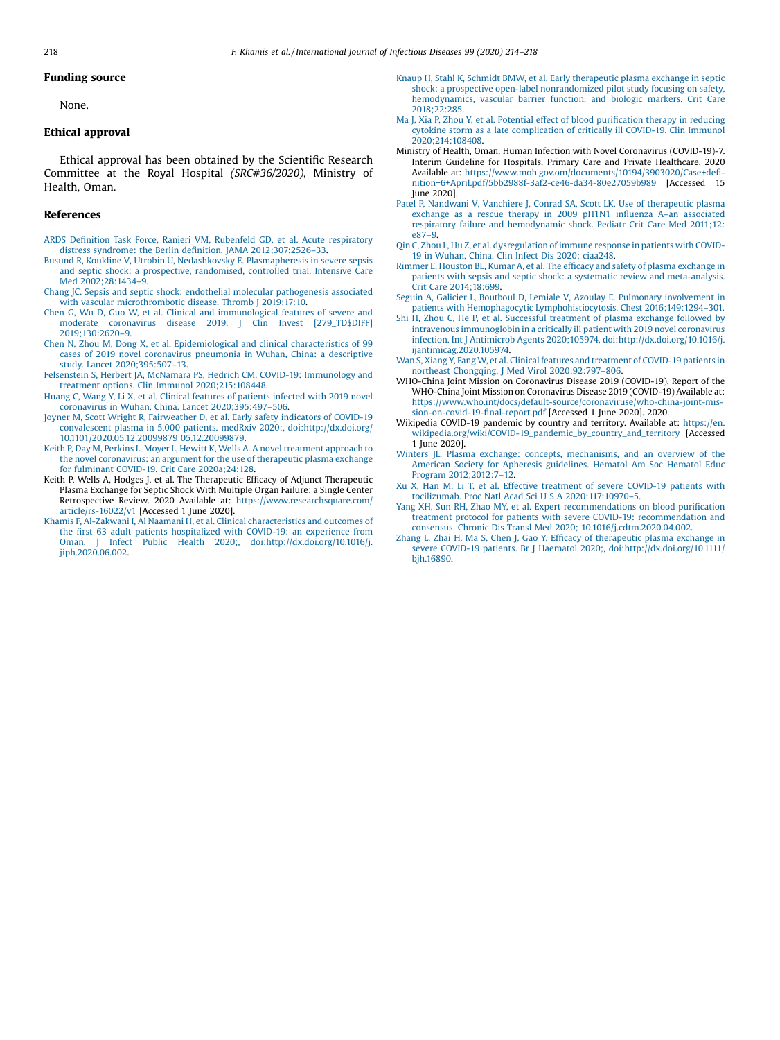## Funding source

None.

## Ethical approval

Ethical approval has been obtained by the Scientific Research Committee at the Royal Hospital *(SRC#36/2020)*, Ministry of Health, Oman.

## References

ARDS Definition Task Force, Ranieri VM, Rubenfeld GD, et al. Acute respiratory distress syndrome: the Berlin definition. JAMA 2012;307:2526–33.

Busund R, Koukline V, Utrobin U, Nedashkovsky E. Plasmapheresis in severe sepsis and septic shock: a prospective, randomised, controlled trial. Intensive Care Med 2002;28:1434–9.

Chang JC. Sepsis and septic shock: endothelial molecular pathogenesis associated with vascular microthrombotic disease. Thromb J 2019;17:10.

Chen G, Wu D, Guo W, et al. Clinical and immunological features of severe and moderate coronavirus disease 2019. J Clin Invest [279_TD$DIFF] 2019;130:2620–9.

Chen N, Zhou M, Dong X, et al. Epidemiological and clinical characteristics of 99 cases of 2019 novel coronavirus pneumonia in Wuhan, China: a descriptive study. Lancet 2020;395:507–13.

Felsenstein S, Herbert JA, McNamara PS, Hedrich CM. COVID-19: Immunology and treatment options. Clin Immunol 2020;215:108448.

Huang C, Wang Y, Li X, et al. Clinical features of patients infected with 2019 novel coronavirus in Wuhan, China. Lancet 2020;395:497–506.

Joyner M, Scott Wright R, Fairweather D, et al. Early safety indicators of COVID-19 convalescent plasma in 5,000 patients. medRxiv 2020;, doi:http://dx.doi.org/10.1101/2020.05.12.20099879 05.12.20099879.

Keith P, Day M, Perkins L, Moyer L, Hewitt K, Wells A. A novel treatment approach to the novel coronavirus: an argument for the use of therapeutic plasma exchange for fulminant COVID-19. Crit Care 2020a;24:128.

Keith P, Wells A, Hodges J, et al. The Therapeutic Efficacy of Adjunct Therapeutic Plasma Exchange for Septic Shock With Multiple Organ Failure: a Single Center Retrospective Review. 2020 Available at: https://www.researchsquare.com/article/rs-16022/v1 [Accessed 1 June 2020].

Khamis F, Al-Zakwani I, Al Naamani H, et al. Clinical characteristics and outcomes of the first 63 adult patients hospitalized with COVID-19: an experience from Oman. J Infect Public Health 2020;, doi:http://dx.doi.org/10.1016/j.jiph.2020.06.002.

Knaup H, Stahl K, Schmidt BMW, et al. Early therapeutic plasma exchange in septic shock: a prospective open-label nonrandomized pilot study focusing on safety, hemodynamics, vascular barrier function, and biologic markers. Crit Care 2018;22:285.

Ma J, Xia P, Zhou Y, et al. Potential effect of blood purification therapy in reducing cytokine storm as a late complication of critically ill COVID-19. Clin Immunol 2020;214:108408.

Ministry of Health, Oman. Human Infection with Novel Coronavirus (COVID-19)-7. Interim Guideline for Hospitals, Primary Care and Private Healthcare. 2020 Available at: https://www.moh.gov.om/documents/10194/3903020/Case+definition+6+April.pdf/5bb2988f-3af2-ce46-da34-80e27059b989 [Accessed 15 June 2020].

Patel P, Nandwani V, Vanchiere J, Conrad SA, Scott LK. Use of therapeutic plasma exchange as a rescue therapy in 2009 pH1N1 influenza A–an associated respiratory failure and hemodynamic shock. Pediatr Crit Care Med 2011;12:e87–9.

Qin C, Zhou L, Hu Z, et al. dysregulation of immune response in patients with COVID-19 in Wuhan, China. Clin Infect Dis 2020; ciaa248.

Rimmer E, Houston BL, Kumar A, et al. The efficacy and safety of plasma exchange in patients with sepsis and septic shock: a systematic review and meta-analysis. Crit Care 2014;18:699.

Seguin A, Galicier L, Boutboul D, Lemiale V, Azoulay E. Pulmonary involvement in patients with Hemophagocytic Lymphohistiocytosis. Chest 2016;149:1294–301.

Shi H, Zhou C, He P, et al. Successful treatment of plasma exchange followed by intravenous immunoglobin in a critically ill patient with 2019 novel coronavirus infection. Int J Antimicrob Agents 2020;105974, doi:http://dx.doi.org/10.1016/j.ijantimicag.2020.105974.

Wan S, Xiang Y, Fang W, et al. Clinical features and treatment of COVID-19 patients in northeast Chongqing. J Med Virol 2020;92:797–806.

WHO-China Joint Mission on Coronavirus Disease 2019 (COVID-19). Report of the WHO-China Joint Mission on Coronavirus Disease 2019 (COVID-19) Available at: https://www.who.int/docs/default-source/coronaviruse/who-china-joint-mission-on-covid-19-final-report.pdf [Accessed 1 June 2020]. 2020.

Wikipedia COVID-19 pandemic by country and territory. Available at: https://en.wikipedia.org/wiki/COVID-19_pandemic_by_country_and_territory [Accessed 1 June 2020].

Winters JL. Plasma exchange: concepts, mechanisms, and an overview of the American Society for Apheresis guidelines. Hematol Am Soc Hematol Educ Program 2012;2012:7–12.

Xu X, Han M, Li T, et al. Effective treatment of severe COVID-19 patients with tocilizumab. Proc Natl Acad Sci U S A 2020;117:10970–5.

Yang XH, Sun RH, Zhao MY, et al. Expert recommendations on blood purification treatment protocol for patients with severe COVID-19: recommendation and consensus. Chronic Dis Transl Med 2020; 10.1016/j.cdtm.2020.04.002.

Zhang L, Zhai H, Ma S, Chen J, Gao Y. Efficacy of therapeutic plasma exchange in severe COVID-19 patients. Br J Haematol 2020;, doi:http://dx.doi.org/10.1111/bjh.16890.